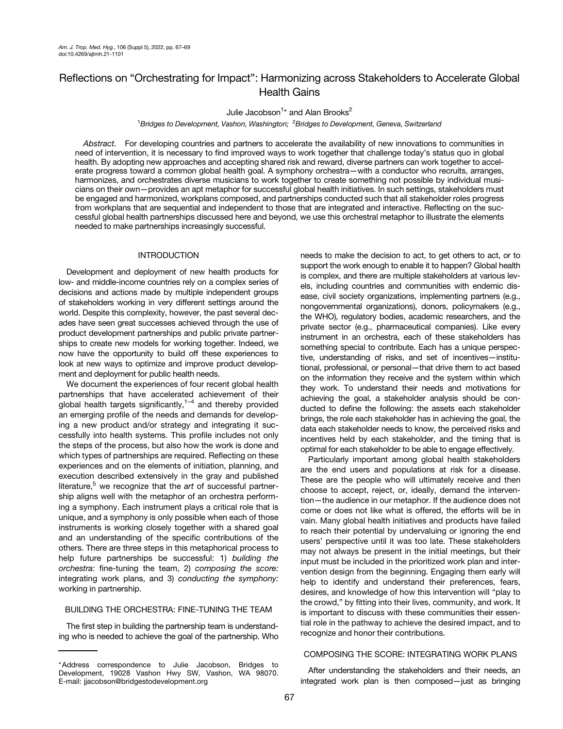# Reflections on "Orchestrating for Impact": Harmonizing across Stakeholders to Accelerate Global Health Gains

Julie Jacobson[1]* and Alan Brooks[2]

[1]*Bridges to Development, Vashon, Washington;* [2]*Bridges to Development, Geneva, Switzerland*

*Abstract.* For developing countries and partners to accelerate the availability of new innovations to communities in need of intervention, it is necessary to find improved ways to work together that challenge today's status quo in global health. By adopting new approaches and accepting shared risk and reward, diverse partners can work together to accelerate progress toward a common global health goal. A symphony orchestra—with a conductor who recruits, arranges, harmonizes, and orchestrates diverse musicians to work together to create something not possible by individual musicians on their own—provides an apt metaphor for successful global health initiatives. In such settings, stakeholders must be engaged and harmonized, workplans composed, and partnerships conducted such that all stakeholder roles progress from workplans that are sequential and independent to those that are integrated and interactive. Reflecting on the successful global health partnerships discussed here and beyond, we use this orchestral metaphor to illustrate the elements needed to make partnerships increasingly successful.

## INTRODUCTION

Development and deployment of new health products for low- and middle-income countries rely on a complex series of decisions and actions made by multiple independent groups of stakeholders working in very different settings around the world. Despite this complexity, however, the past several decades have seen great successes achieved through the use of product development partnerships and public private partnerships to create new models for working together. Indeed, we now have the opportunity to build off these experiences to look at new ways to optimize and improve product development and deployment for public health needs.

We document the experiences of four recent global health partnerships that have accelerated achievement of their global health targets significantly,[1–4] and thereby provided an emerging profile of the needs and demands for developing a new product and/or strategy and integrating it successfully into health systems. This profile includes not only the steps of the process, but also how the work is done and which types of partnerships are required. Reflecting on these experiences and on the elements of initiation, planning, and execution described extensively in the gray and published literature,[5] we recognize that the *art* of successful partnership aligns well with the metaphor of an orchestra performing a symphony. Each instrument plays a critical role that is unique, and a symphony is only possible when each of those instruments is working closely together with a shared goal and an understanding of the specific contributions of the others. There are three steps in this metaphorical process to help future partnerships be successful: 1) *building the orchestra:* fine-tuning the team, 2) *composing the score:* integrating work plans, and 3) *conducting the symphony:* working in partnership.

## BUILDING THE ORCHESTRA: FINE-TUNING THE TEAM

The first step in building the partnership team is understanding who is needed to achieve the goal of the partnership. Who needs to make the decision to act, to get others to act, or to support the work enough to enable it to happen? Global health is complex, and there are multiple stakeholders at various levels, including countries and communities with endemic disease, civil society organizations, implementing partners (e.g., nongovernmental organizations), donors, policymakers (e.g., the WHO), regulatory bodies, academic researchers, and the private sector (e.g., pharmaceutical companies). Like every instrument in an orchestra, each of these stakeholders has something special to contribute. Each has a unique perspective, understanding of risks, and set of incentives—institutional, professional, or personal—that drive them to act based on the information they receive and the system within which they work. To understand their needs and motivations for achieving the goal, a stakeholder analysis should be conducted to define the following: the assets each stakeholder brings, the role each stakeholder has in achieving the goal, the data each stakeholder needs to know, the perceived risks and incentives held by each stakeholder, and the timing that is optimal for each stakeholder to be able to engage effectively.

Particularly important among global health stakeholders are the end users and populations at risk for a disease. These are the people who will ultimately receive and then choose to accept, reject, or, ideally, demand the intervention—the audience in our metaphor. If the audience does not come or does not like what is offered, the efforts will be in vain. Many global health initiatives and products have failed to reach their potential by undervaluing or ignoring the end users' perspective until it was too late. These stakeholders may not always be present in the initial meetings, but their input must be included in the prioritized work plan and intervention design from the beginning. Engaging them early will help to identify and understand their preferences, fears, desires, and knowledge of how this intervention will "play to the crowd," by fitting into their lives, community, and work. It is important to discuss with these communities their essential role in the pathway to achieve the desired impact, and to recognize and honor their contributions.

## COMPOSING THE SCORE: INTEGRATING WORK PLANS

After understanding the stakeholders and their needs, an integrated work plan is then composed—just as bringing

*Address correspondence to Julie Jacobson, Bridges to Development, 19028 Vashon Hwy SW, Vashon, WA 98070. E-mail: jjacobson@bridgestodevelopment.org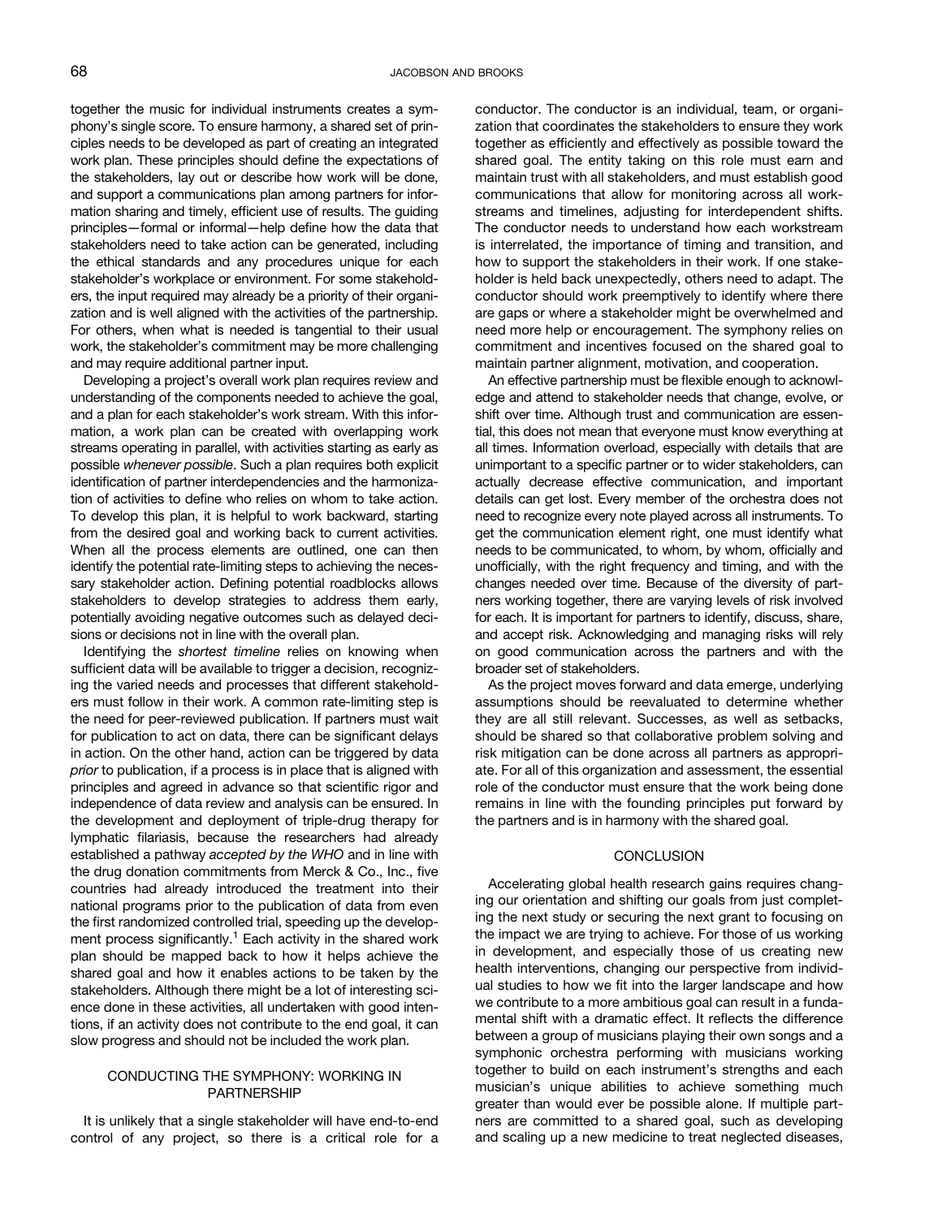together the music for individual instruments creates a symphony's single score. To ensure harmony, a shared set of principles needs to be developed as part of creating an integrated work plan. These principles should define the expectations of the stakeholders, lay out or describe how work will be done, and support a communications plan among partners for information sharing and timely, efficient use of results. The guiding principles—formal or informal—help define how the data that stakeholders need to take action can be generated, including the ethical standards and any procedures unique for each stakeholder's workplace or environment. For some stakeholders, the input required may already be a priority of their organization and is well aligned with the activities of the partnership. For others, when what is needed is tangential to their usual work, the stakeholder's commitment may be more challenging and may require additional partner input.

Developing a project's overall work plan requires review and understanding of the components needed to achieve the goal, and a plan for each stakeholder's work stream. With this information, a work plan can be created with overlapping work streams operating in parallel, with activities starting as early as possible *whenever possible*. Such a plan requires both explicit identification of partner interdependencies and the harmonization of activities to define who relies on whom to take action. To develop this plan, it is helpful to work backward, starting from the desired goal and working back to current activities. When all the process elements are outlined, one can then identify the potential rate-limiting steps to achieving the necessary stakeholder action. Defining potential roadblocks allows stakeholders to develop strategies to address them early, potentially avoiding negative outcomes such as delayed decisions or decisions not in line with the overall plan.

Identifying the *shortest timeline* relies on knowing when sufficient data will be available to trigger a decision, recognizing the varied needs and processes that different stakeholders must follow in their work. A common rate-limiting step is the need for peer-reviewed publication. If partners must wait for publication to act on data, there can be significant delays in action. On the other hand, action can be triggered by data *prior* to publication, if a process is in place that is aligned with principles and agreed in advance so that scientific rigor and independence of data review and analysis can be ensured. In the development and deployment of triple-drug therapy for lymphatic filariasis, because the researchers had already established a pathway *accepted by the WHO* and in line with the drug donation commitments from Merck & Co., Inc., five countries had already introduced the treatment into their national programs prior to the publication of data from even the first randomized controlled trial, speeding up the development process significantly.[1] Each activity in the shared work plan should be mapped back to how it helps achieve the shared goal and how it enables actions to be taken by the stakeholders. Although there might be a lot of interesting science done in these activities, all undertaken with good intentions, if an activity does not contribute to the end goal, it can slow progress and should not be included the work plan.

## CONDUCTING THE SYMPHONY: WORKING IN PARTNERSHIP

It is unlikely that a single stakeholder will have end-to-end control of any project, so there is a critical role for a conductor. The conductor is an individual, team, or organization that coordinates the stakeholders to ensure they work together as efficiently and effectively as possible toward the shared goal. The entity taking on this role must earn and maintain trust with all stakeholders, and must establish good communications that allow for monitoring across all workstreams and timelines, adjusting for interdependent shifts. The conductor needs to understand how each workstream is interrelated, the importance of timing and transition, and how to support the stakeholders in their work. If one stakeholder is held back unexpectedly, others need to adapt. The conductor should work preemptively to identify where there are gaps or where a stakeholder might be overwhelmed and need more help or encouragement. The symphony relies on commitment and incentives focused on the shared goal to maintain partner alignment, motivation, and cooperation.

An effective partnership must be flexible enough to acknowledge and attend to stakeholder needs that change, evolve, or shift over time. Although trust and communication are essential, this does not mean that everyone must know everything at all times. Information overload, especially with details that are unimportant to a specific partner or to wider stakeholders, can actually decrease effective communication, and important details can get lost. Every member of the orchestra does not need to recognize every note played across all instruments. To get the communication element right, one must identify what needs to be communicated, to whom, by whom, officially and unofficially, with the right frequency and timing, and with the changes needed over time. Because of the diversity of partners working together, there are varying levels of risk involved for each. It is important for partners to identify, discuss, share, and accept risk. Acknowledging and managing risks will rely on good communication across the partners and with the broader set of stakeholders.

As the project moves forward and data emerge, underlying assumptions should be reevaluated to determine whether they are all still relevant. Successes, as well as setbacks, should be shared so that collaborative problem solving and risk mitigation can be done across all partners as appropriate. For all of this organization and assessment, the essential role of the conductor must ensure that the work being done remains in line with the founding principles put forward by the partners and is in harmony with the shared goal.

## CONCLUSION

Accelerating global health research gains requires changing our orientation and shifting our goals from just completing the next study or securing the next grant to focusing on the impact we are trying to achieve. For those of us working in development, and especially those of us creating new health interventions, changing our perspective from individual studies to how we fit into the larger landscape and how we contribute to a more ambitious goal can result in a fundamental shift with a dramatic effect. It reflects the difference between a group of musicians playing their own songs and a symphonic orchestra performing with musicians working together to build on each instrument's strengths and each musician's unique abilities to achieve something much greater than would ever be possible alone. If multiple partners are committed to a shared goal, such as developing and scaling up a new medicine to treat neglected diseases,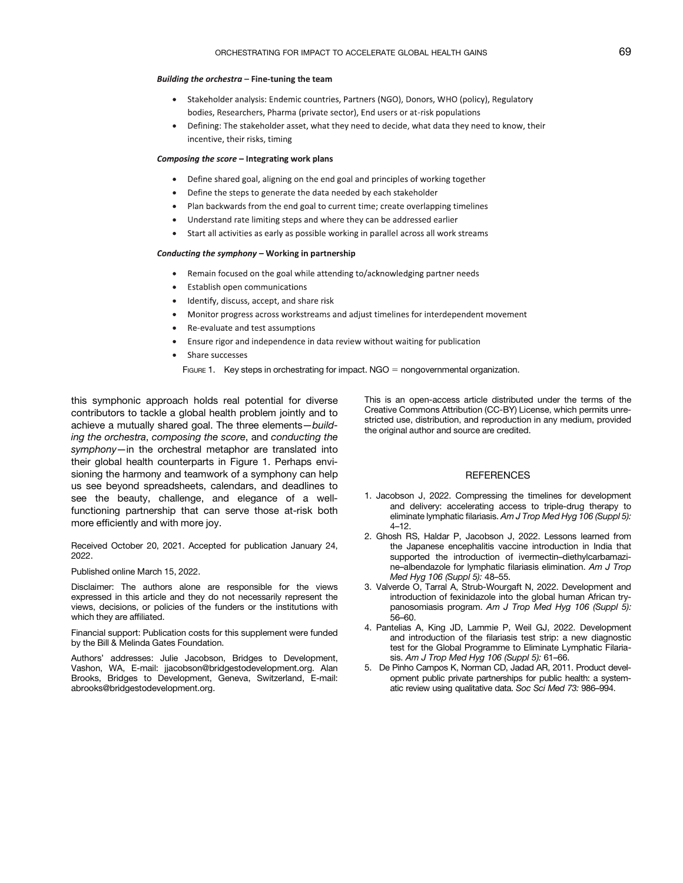***Building the orchestra*** **– Fine-tuning the team**

- Stakeholder analysis: Endemic countries, Partners (NGO), Donors, WHO (policy), Regulatory bodies, Researchers, Pharma (private sector), End users or at-risk populations
- Defining: The stakeholder asset, what they need to decide, what data they need to know, their incentive, their risks, timing

***Composing the score*** **– Integrating work plans**

- Define shared goal, aligning on the end goal and principles of working together
- Define the steps to generate the data needed by each stakeholder
- Plan backwards from the end goal to current time; create overlapping timelines
- Understand rate limiting steps and where they can be addressed earlier
- Start all activities as early as possible working in parallel across all work streams

***Conducting the symphony*** **– Working in partnership**

- Remain focused on the goal while attending to/acknowledging partner needs
- Establish open communications
- Identify, discuss, accept, and share risk
- Monitor progress across workstreams and adjust timelines for interdependent movement
- Re-evaluate and test assumptions
- Ensure rigor and independence in data review without waiting for publication
- Share successes

FIGURE 1. Key steps in orchestrating for impact. NGO = nongovernmental organization.

this symphonic approach holds real potential for diverse contributors to tackle a global health problem jointly and to achieve a mutually shared goal. The three elements—*building the orchestra*, *composing the score*, and *conducting the symphony*—in the orchestral metaphor are translated into their global health counterparts in Figure 1. Perhaps envisioning the harmony and teamwork of a symphony can help us see beyond spreadsheets, calendars, and deadlines to see the beauty, challenge, and elegance of a well-functioning partnership that can serve those at-risk both more efficiently and with more joy.

Received October 20, 2021. Accepted for publication January 24, 2022.

Published online March 15, 2022.

Disclaimer: The authors alone are responsible for the views expressed in this article and they do not necessarily represent the views, decisions, or policies of the funders or the institutions with which they are affiliated.

Financial support: Publication costs for this supplement were funded by the Bill & Melinda Gates Foundation.

Authors' addresses: Julie Jacobson, Bridges to Development, Vashon, WA, E-mail: jjacobson@bridgestodevelopment.org. Alan Brooks, Bridges to Development, Geneva, Switzerland, E-mail: abrooks@bridgestodevelopment.org.

This is an open-access article distributed under the terms of the Creative Commons Attribution (CC-BY) License, which permits unrestricted use, distribution, and reproduction in any medium, provided the original author and source are credited.

## REFERENCES

1. Jacobson J, 2022. Compressing the timelines for development and delivery: accelerating access to triple-drug therapy to eliminate lymphatic filariasis. *Am J Trop Med Hyg 106 (Suppl 5):* 4–12.
2. Ghosh RS, Haldar P, Jacobson J, 2022. Lessons learned from the Japanese encephalitis vaccine introduction in India that supported the introduction of ivermectin–diethylcarbamazine–albendazole for lymphatic filariasis elimination. *Am J Trop Med Hyg 106 (Suppl 5):* 48–55.
3. Valverde O, Tarral A, Strub-Wourgaft N, 2022. Development and introduction of fexinidazole into the global human African trypanosomiasis program. *Am J Trop Med Hyg 106 (Suppl 5):* 56–60.
4. Pantelias A, King JD, Lammie P, Weil GJ, 2022. Development and introduction of the filariasis test strip: a new diagnostic test for the Global Programme to Eliminate Lymphatic Filariasis. *Am J Trop Med Hyg 106 (Suppl 5):* 61–66.
5. De Pinho Campos K, Norman CD, Jadad AR, 2011. Product development public private partnerships for public health: a systematic review using qualitative data. *Soc Sci Med 73:* 986–994.